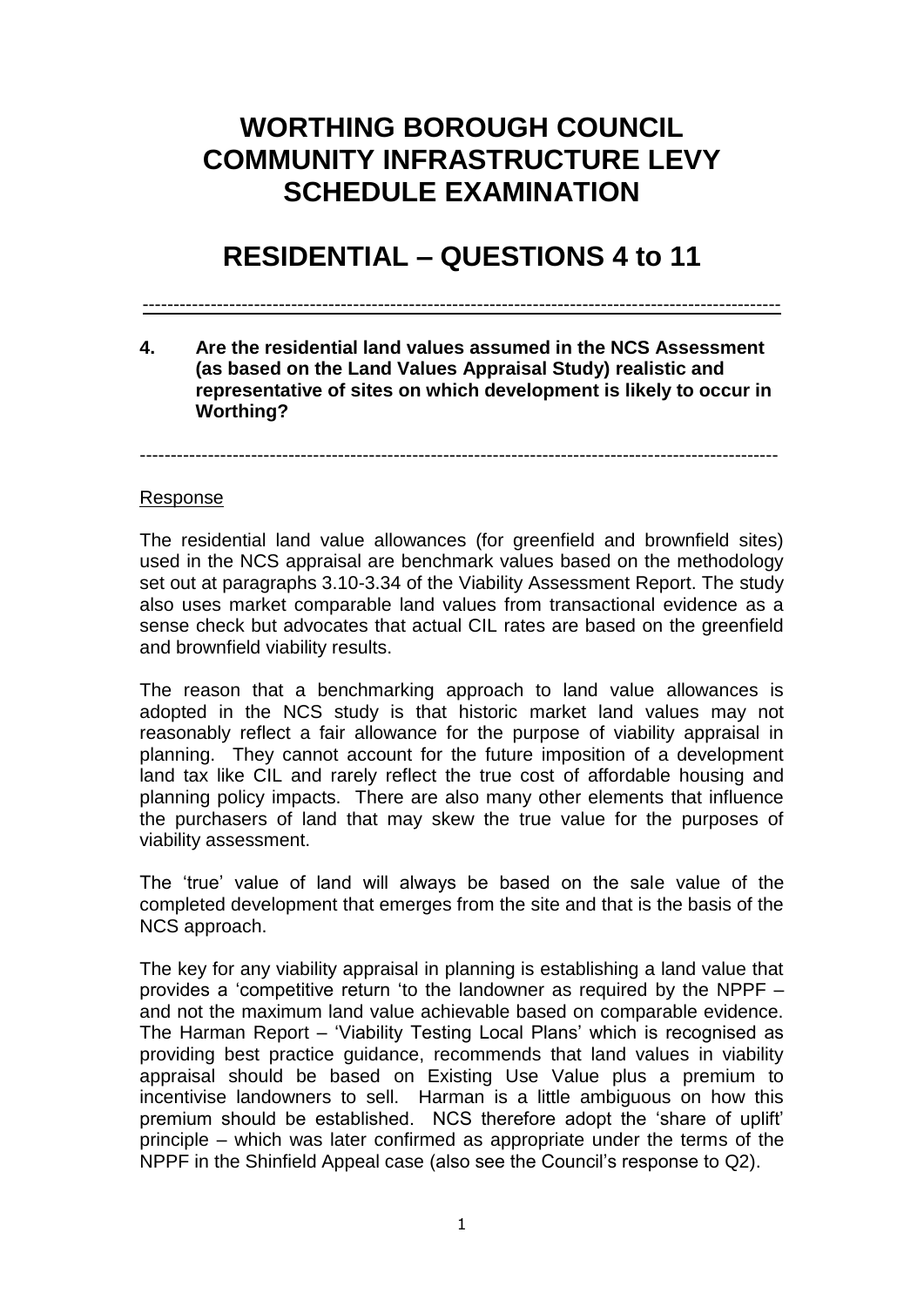# WORTHING BOROUGH COUNCIL COMMUNITY INFRASTRUCTURE LEVY SCHEDULE EXAMINATION

# RESIDENTIAL – QUESTIONS 4 to 11

---

**4. Are the residential land values assumed in the NCS Assessment (as based on the Land Values Appraisal Study) realistic and representative of sites on which development is likely to occur in Worthing?**

---

Response

The residential land value allowances (for greenfield and brownfield sites) used in the NCS appraisal are benchmark values based on the methodology set out at paragraphs 3.10-3.34 of the Viability Assessment Report. The study also uses market comparable land values from transactional evidence as a sense check but advocates that actual CIL rates are based on the greenfield and brownfield viability results.

The reason that a benchmarking approach to land value allowances is adopted in the NCS study is that historic market land values may not reasonably reflect a fair allowance for the purpose of viability appraisal in planning. They cannot account for the future imposition of a development land tax like CIL and rarely reflect the true cost of affordable housing and planning policy impacts. There are also many other elements that influence the purchasers of land that may skew the true value for the purposes of viability assessment.

The 'true' value of land will always be based on the sale value of the completed development that emerges from the site and that is the basis of the NCS approach.

The key for any viability appraisal in planning is establishing a land value that provides a 'competitive return 'to the landowner as required by the NPPF – and not the maximum land value achievable based on comparable evidence. The Harman Report – 'Viability Testing Local Plans' which is recognised as providing best practice guidance, recommends that land values in viability appraisal should be based on Existing Use Value plus a premium to incentivise landowners to sell. Harman is a little ambiguous on how this premium should be established. NCS therefore adopt the 'share of uplift' principle – which was later confirmed as appropriate under the terms of the NPPF in the Shinfield Appeal case (also see the Council's response to Q2).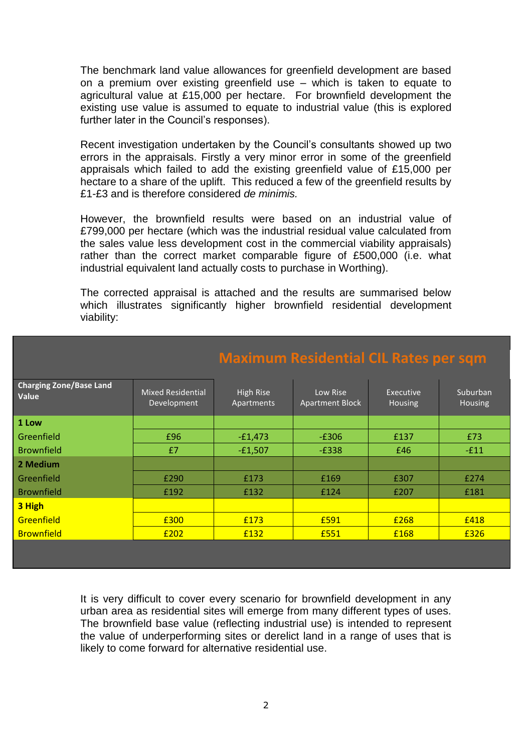The benchmark land value allowances for greenfield development are based on a premium over existing greenfield use – which is taken to equate to agricultural value at £15,000 per hectare. For brownfield development the existing use value is assumed to equate to industrial value (this is explored further later in the Council's responses).

Recent investigation undertaken by the Council's consultants showed up two errors in the appraisals. Firstly a very minor error in some of the greenfield appraisals which failed to add the existing greenfield value of £15,000 per hectare to a share of the uplift. This reduced a few of the greenfield results by £1-£3 and is therefore considered *de minimis.*

However, the brownfield results were based on an industrial value of £799,000 per hectare (which was the industrial residual value calculated from the sales value less development cost in the commercial viability appraisals) rather than the correct market comparable figure of £500,000 (i.e. what industrial equivalent land actually costs to purchase in Worthing).

The corrected appraisal is attached and the results are summarised below which illustrates significantly higher brownfield residential development viability:

| Maximum Residential CIL Rates per sqm | | | | | |
|---|---|---|---|---|---|
| **Charging Zone/Base Land Value** | Mixed Residential Development | High Rise Apartments | Low Rise Apartment Block | Executive Housing | Suburban Housing |
| **1 Low** | | | | | |
| Greenfield | £96 | -£1,473 | -£306 | £137 | £73 |
| Brownfield | £7 | -£1,507 | -£338 | £46 | -£11 |
| **2 Medium** | | | | | |
| Greenfield | £290 | £173 | £169 | £307 | £274 |
| Brownfield | £192 | £132 | £124 | £207 | £181 |
| **3 High** | | | | | |
| Greenfield | £300 | £173 | £591 | £268 | £418 |
| Brownfield | £202 | £132 | £551 | £168 | £326 |

It is very difficult to cover every scenario for brownfield development in any urban area as residential sites will emerge from many different types of uses. The brownfield base value (reflecting industrial use) is intended to represent the value of underperforming sites or derelict land in a range of uses that is likely to come forward for alternative residential use.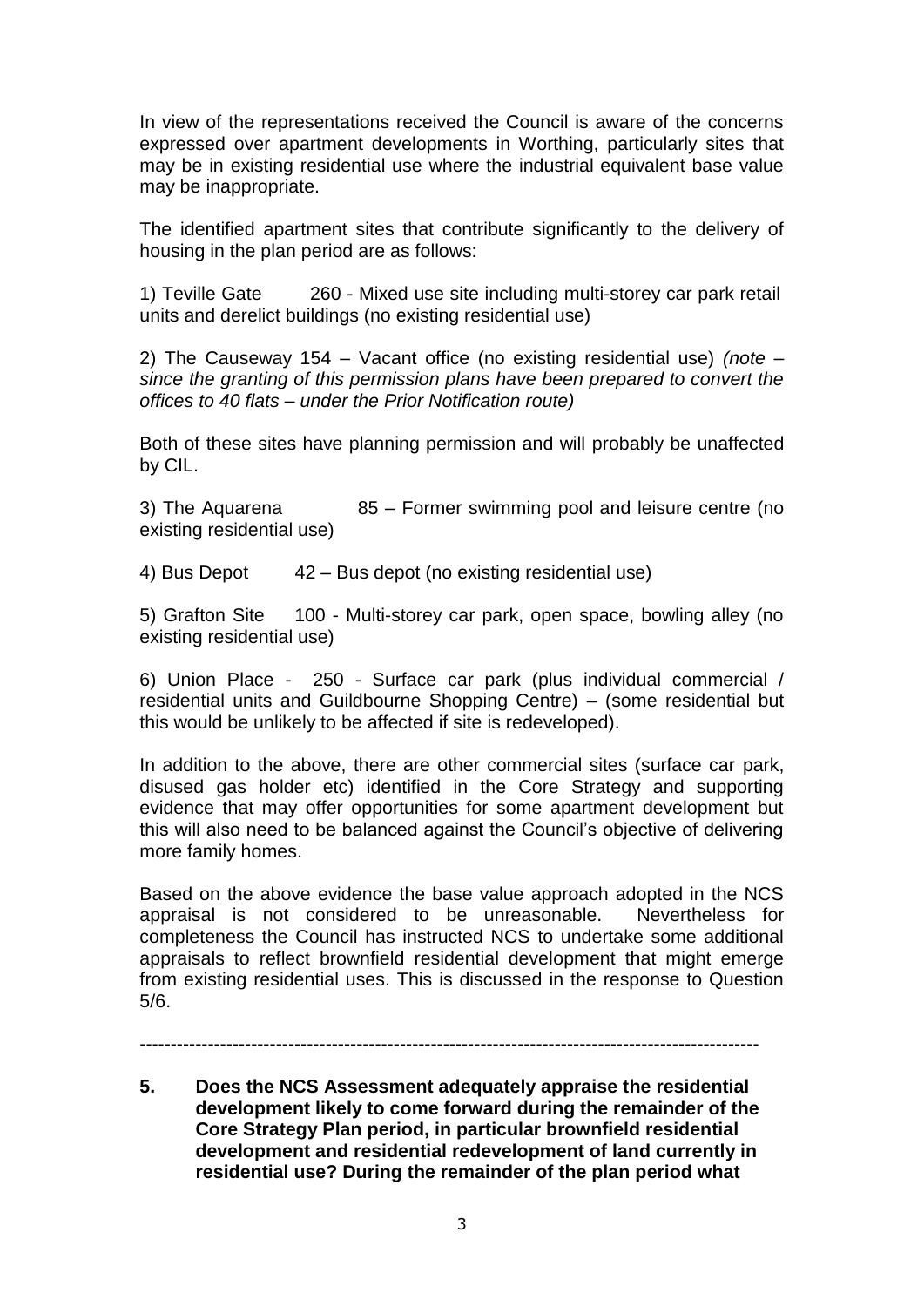In view of the representations received the Council is aware of the concerns expressed over apartment developments in Worthing, particularly sites that may be in existing residential use where the industrial equivalent base value may be inappropriate.

The identified apartment sites that contribute significantly to the delivery of housing in the plan period are as follows:

1) Teville Gate 260 - Mixed use site including multi-storey car park retail units and derelict buildings (no existing residential use)

2) The Causeway 154 – Vacant office (no existing residential use) *(note – since the granting of this permission plans have been prepared to convert the offices to 40 flats – under the Prior Notification route)*

Both of these sites have planning permission and will probably be unaffected by CIL.

3) The Aquarena 85 – Former swimming pool and leisure centre (no existing residential use)

4) Bus Depot 42 – Bus depot (no existing residential use)

5) Grafton Site 100 - Multi-storey car park, open space, bowling alley (no existing residential use)

6) Union Place - 250 - Surface car park (plus individual commercial / residential units and Guildbourne Shopping Centre) – (some residential but this would be unlikely to be affected if site is redeveloped).

In addition to the above, there are other commercial sites (surface car park, disused gas holder etc) identified in the Core Strategy and supporting evidence that may offer opportunities for some apartment development but this will also need to be balanced against the Council's objective of delivering more family homes.

Based on the above evidence the base value approach adopted in the NCS appraisal is not considered to be unreasonable. Nevertheless for completeness the Council has instructed NCS to undertake some additional appraisals to reflect brownfield residential development that might emerge from existing residential uses. This is discussed in the response to Question 5/6.

---

**5. Does the NCS Assessment adequately appraise the residential development likely to come forward during the remainder of the Core Strategy Plan period, in particular brownfield residential development and residential redevelopment of land currently in residential use? During the remainder of the plan period what**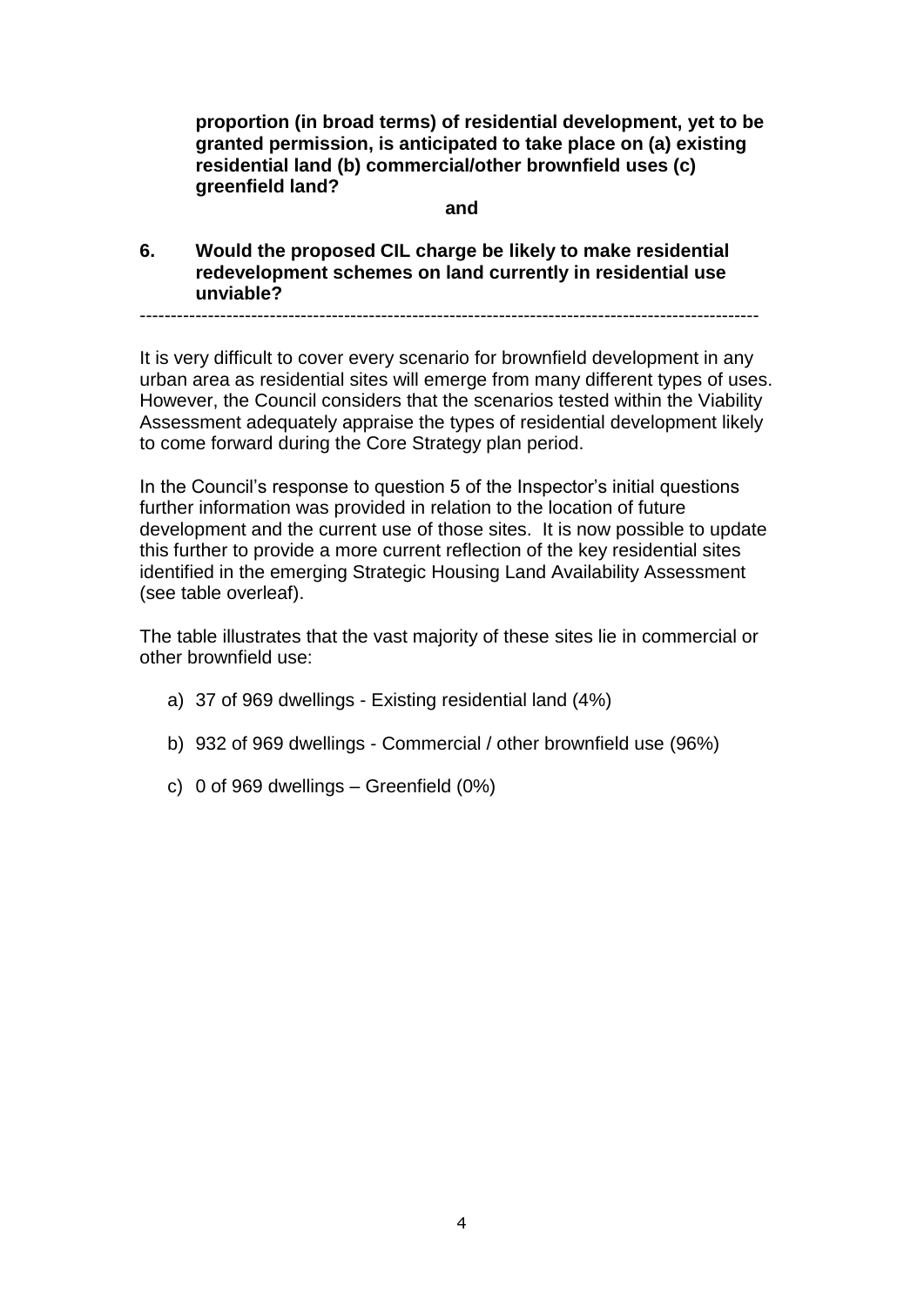**proportion (in broad terms) of residential development, yet to be granted permission, is anticipated to take place on (a) existing residential land (b) commercial/other brownfield uses (c) greenfield land?**

**and**

**6. Would the proposed CIL charge be likely to make residential redevelopment schemes on land currently in residential use unviable?**

---

It is very difficult to cover every scenario for brownfield development in any urban area as residential sites will emerge from many different types of uses. However, the Council considers that the scenarios tested within the Viability Assessment adequately appraise the types of residential development likely to come forward during the Core Strategy plan period.

In the Council's response to question 5 of the Inspector's initial questions further information was provided in relation to the location of future development and the current use of those sites. It is now possible to update this further to provide a more current reflection of the key residential sites identified in the emerging Strategic Housing Land Availability Assessment (see table overleaf).

The table illustrates that the vast majority of these sites lie in commercial or other brownfield use:

a) 37 of 969 dwellings - Existing residential land (4%)

b) 932 of 969 dwellings - Commercial / other brownfield use (96%)

c) 0 of 969 dwellings – Greenfield (0%)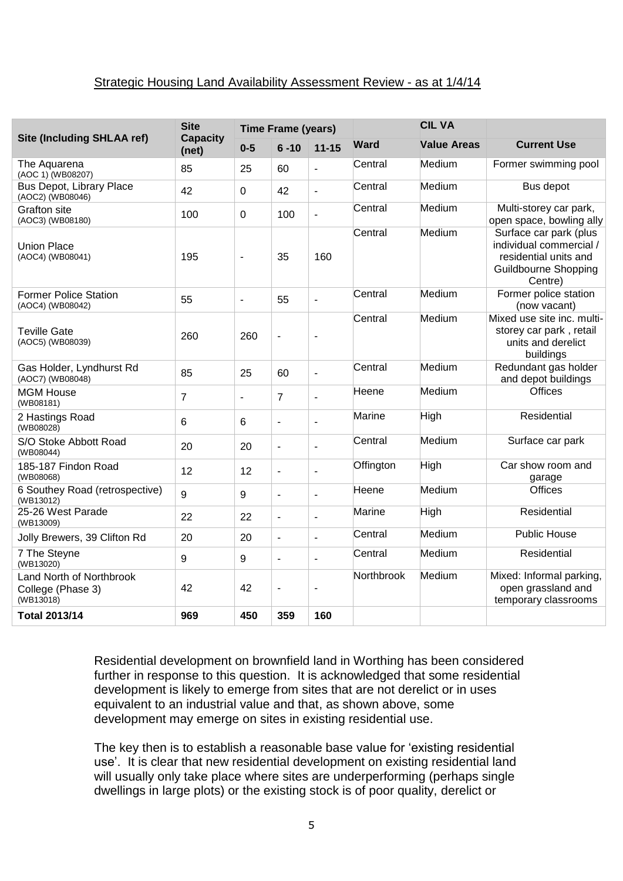Strategic Housing Land Availability Assessment Review - as at 1/4/14

| Site (Including SHLAA ref) | Site Capacity (net) | Time Frame (years) | | | Ward | CIL VA | Current Use |
|---|---|---|---|---|---|---|---|
| | | 0-5 | 6 -10 | 11-15 | | Value Areas | |
| The Aquarena (AOC 1) (WB08207) | 85 | 25 | 60 | - | Central | Medium | Former swimming pool |
| Bus Depot, Library Place (AOC2) (WB08046) | 42 | 0 | 42 | - | Central | Medium | Bus depot |
| Grafton site (AOC3) (WB08180) | 100 | 0 | 100 | - | Central | Medium | Multi-storey car park, open space, bowling ally |
| Union Place (AOC4) (WB08041) | 195 | - | 35 | 160 | Central | Medium | Surface car park (plus individual commercial / residential units and Guildbourne Shopping Centre) |
| Former Police Station (AOC4) (WB08042) | 55 | - | 55 | - | Central | Medium | Former police station (now vacant) |
| Teville Gate (AOC5) (WB08039) | 260 | 260 | - | - | Central | Medium | Mixed use site inc. multi-storey car park , retail units and derelict buildings |
| Gas Holder, Lyndhurst Rd (AOC7) (WB08048) | 85 | 25 | 60 | - | Central | Medium | Redundant gas holder and depot buildings |
| MGM House (WB08181) | 7 | - | 7 | - | Heene | Medium | Offices |
| 2 Hastings Road (WB08028) | 6 | 6 | - | - | Marine | High | Residential |
| S/O Stoke Abbott Road (WB08044) | 20 | 20 | - | - | Central | Medium | Surface car park |
| 185-187 Findon Road (WB08068) | 12 | 12 | - | - | Offington | High | Car show room and garage |
| 6 Southey Road (retrospective) (WB13012) | 9 | 9 | - | - | Heene | Medium | Offices |
| 25-26 West Parade (WB13009) | 22 | 22 | - | - | Marine | High | Residential |
| Jolly Brewers, 39 Clifton Rd | 20 | 20 | - | - | Central | Medium | Public House |
| 7 The Steyne (WB13020) | 9 | 9 | - | - | Central | Medium | Residential |
| Land North of Northbrook College (Phase 3) (WB13018) | 42 | 42 | - | - | Northbrook | Medium | Mixed: Informal parking, open grassland and temporary classrooms |
| **Total 2013/14** | **969** | **450** | **359** | **160** | | | |

Residential development on brownfield land in Worthing has been considered further in response to this question. It is acknowledged that some residential development is likely to emerge from sites that are not derelict or in uses equivalent to an industrial value and that, as shown above, some development may emerge on sites in existing residential use.

The key then is to establish a reasonable base value for 'existing residential use'. It is clear that new residential development on existing residential land will usually only take place where sites are underperforming (perhaps single dwellings in large plots) or the existing stock is of poor quality, derelict or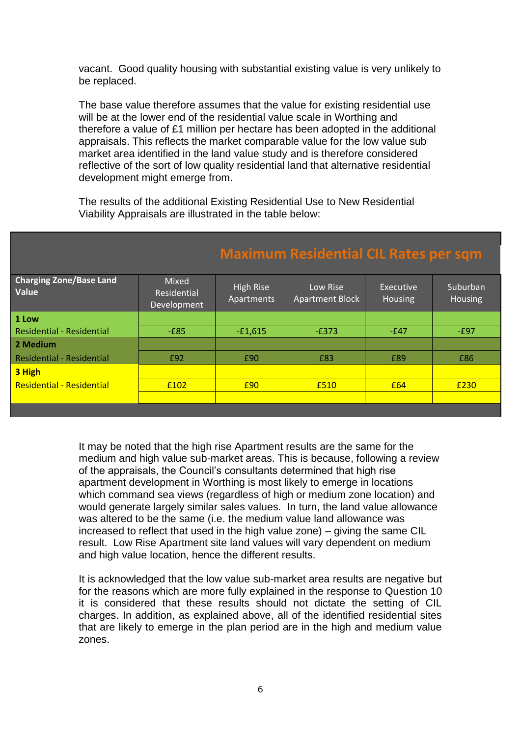vacant. Good quality housing with substantial existing value is very unlikely to be replaced.

The base value therefore assumes that the value for existing residential use will be at the lower end of the residential value scale in Worthing and therefore a value of £1 million per hectare has been adopted in the additional appraisals. This reflects the market comparable value for the low value sub market area identified in the land value study and is therefore considered reflective of the sort of low quality residential land that alternative residential development might emerge from.

The results of the additional Existing Residential Use to New Residential Viability Appraisals are illustrated in the table below:

| | Maximum Residential CIL Rates per sqm | | | | |
|---|---|---|---|---|---|
| **Charging Zone/Base Land Value** | Mixed Residential Development | High Rise Apartments | Low Rise Apartment Block | Executive Housing | Suburban Housing |
| **1 Low** | | | | | |
| Residential - Residential | -£85 | -£1,615 | -£373 | -£47 | -£97 |
| **2 Medium** | | | | | |
| Residential - Residential | £92 | £90 | £83 | £89 | £86 |
| **3 High** | | | | | |
| Residential - Residential | £102 | £90 | £510 | £64 | £230 |

It may be noted that the high rise Apartment results are the same for the medium and high value sub-market areas. This is because, following a review of the appraisals, the Council's consultants determined that high rise apartment development in Worthing is most likely to emerge in locations which command sea views (regardless of high or medium zone location) and would generate largely similar sales values. In turn, the land value allowance was altered to be the same (i.e. the medium value land allowance was increased to reflect that used in the high value zone) – giving the same CIL result. Low Rise Apartment site land values will vary dependent on medium and high value location, hence the different results.

It is acknowledged that the low value sub-market area results are negative but for the reasons which are more fully explained in the response to Question 10 it is considered that these results should not dictate the setting of CIL charges. In addition, as explained above, all of the identified residential sites that are likely to emerge in the plan period are in the high and medium value zones.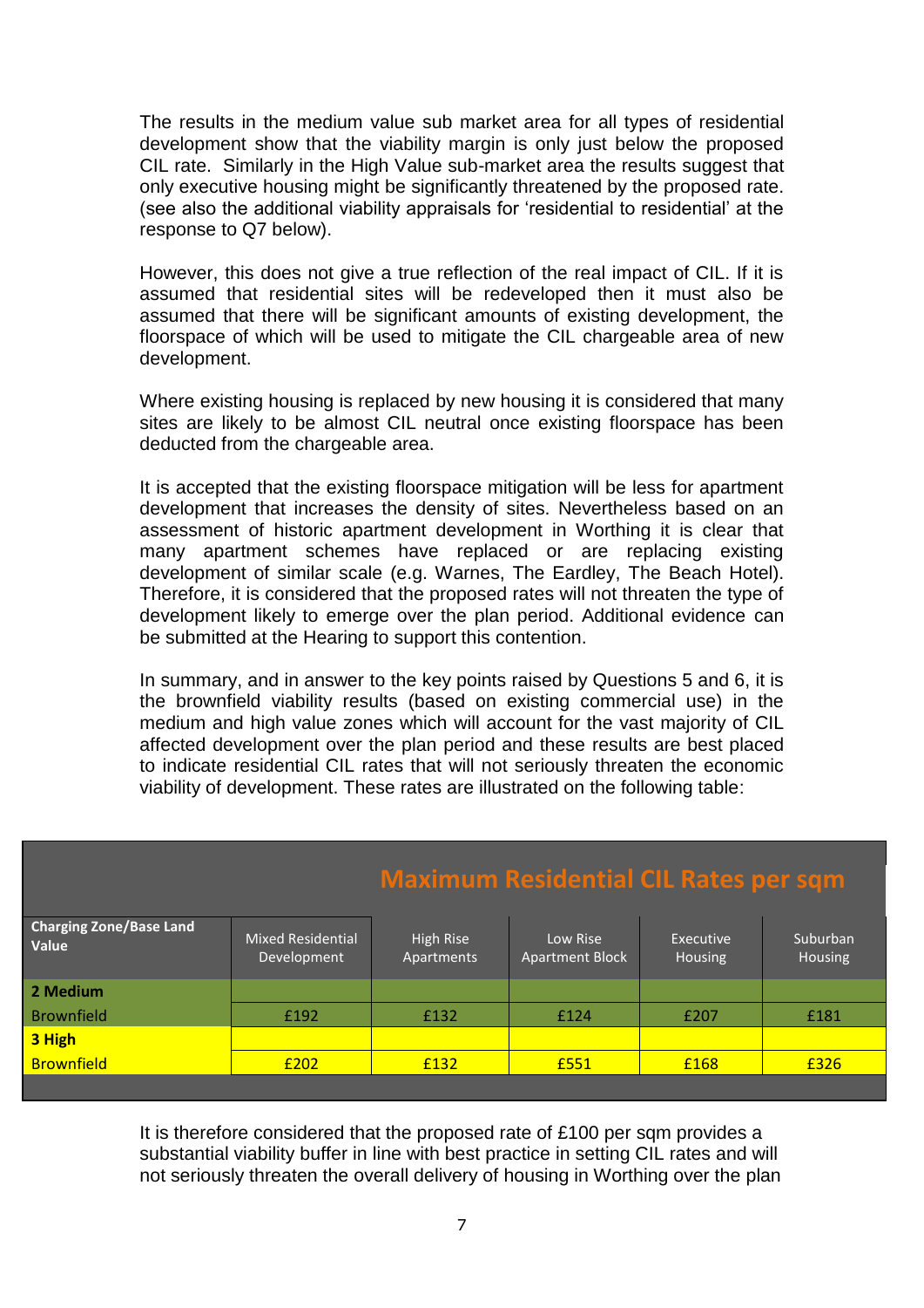The results in the medium value sub market area for all types of residential development show that the viability margin is only just below the proposed CIL rate. Similarly in the High Value sub-market area the results suggest that only executive housing might be significantly threatened by the proposed rate. (see also the additional viability appraisals for 'residential to residential' at the response to Q7 below).

However, this does not give a true reflection of the real impact of CIL. If it is assumed that residential sites will be redeveloped then it must also be assumed that there will be significant amounts of existing development, the floorspace of which will be used to mitigate the CIL chargeable area of new development.

Where existing housing is replaced by new housing it is considered that many sites are likely to be almost CIL neutral once existing floorspace has been deducted from the chargeable area.

It is accepted that the existing floorspace mitigation will be less for apartment development that increases the density of sites. Nevertheless based on an assessment of historic apartment development in Worthing it is clear that many apartment schemes have replaced or are replacing existing development of similar scale (e.g. Warnes, The Eardley, The Beach Hotel). Therefore, it is considered that the proposed rates will not threaten the type of development likely to emerge over the plan period. Additional evidence can be submitted at the Hearing to support this contention.

In summary, and in answer to the key points raised by Questions 5 and 6, it is the brownfield viability results (based on existing commercial use) in the medium and high value zones which will account for the vast majority of CIL affected development over the plan period and these results are best placed to indicate residential CIL rates that will not seriously threaten the economic viability of development. These rates are illustrated on the following table:

**Maximum Residential CIL Rates per sqm**

| Charging Zone/Base Land Value | Mixed Residential Development | High Rise Apartments | Low Rise Apartment Block | Executive Housing | Suburban Housing |
|---|---|---|---|---|---|
| **2 Medium** | | | | | |
| Brownfield | £192 | £132 | £124 | £207 | £181 |
| **3 High** | | | | | |
| Brownfield | £202 | £132 | £551 | £168 | £326 |

It is therefore considered that the proposed rate of £100 per sqm provides a substantial viability buffer in line with best practice in setting CIL rates and will not seriously threaten the overall delivery of housing in Worthing over the plan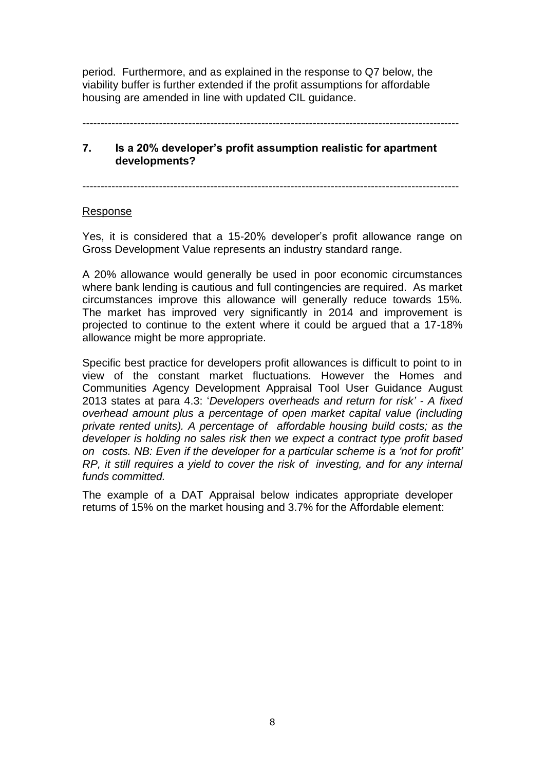period. Furthermore, and as explained in the response to Q7 below, the viability buffer is further extended if the profit assumptions for affordable housing are amended in line with updated CIL guidance.

---

## 7. Is a 20% developer's profit assumption realistic for apartment developments?

---

Response

Yes, it is considered that a 15-20% developer's profit allowance range on Gross Development Value represents an industry standard range.

A 20% allowance would generally be used in poor economic circumstances where bank lending is cautious and full contingencies are required. As market circumstances improve this allowance will generally reduce towards 15%. The market has improved very significantly in 2014 and improvement is projected to continue to the extent where it could be argued that a 17-18% allowance might be more appropriate.

Specific best practice for developers profit allowances is difficult to point to in view of the constant market fluctuations. However the Homes and Communities Agency Development Appraisal Tool User Guidance August 2013 states at para 4.3: '*Developers overheads and return for risk' - A fixed overhead amount plus a percentage of open market capital value (including private rented units). A percentage of affordable housing build costs; as the developer is holding no sales risk then we expect a contract type profit based on costs. NB: Even if the developer for a particular scheme is a 'not for profit' RP, it still requires a yield to cover the risk of investing, and for any internal funds committed.*

The example of a DAT Appraisal below indicates appropriate developer returns of 15% on the market housing and 3.7% for the Affordable element: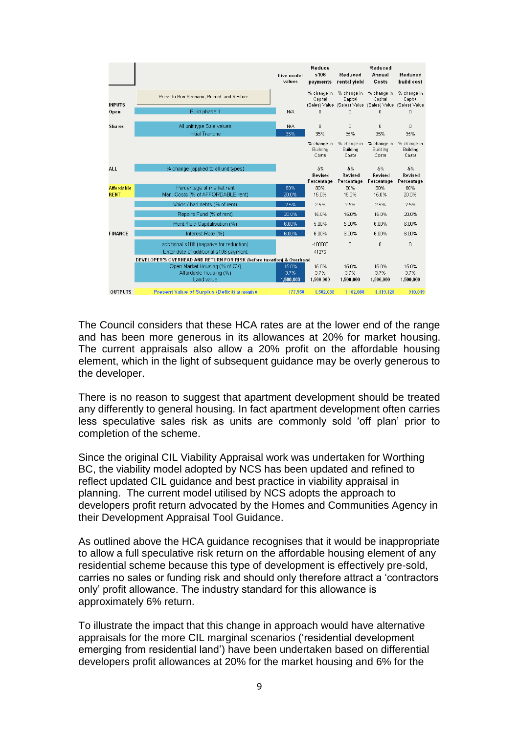| | | Live model values | Reduce s106 payments | Reduced rental yield | Reduced Annual Costs | Reduced build cost |
|---|---|---|---|---|---|---|
| INPUTS | Press to Run Scenario, Record and Restore | | % change in Capital (Sales) Value | % change in Capital (Sales) Value | % change in Capital (Sales) Value | % change in Capital (Sales) Value |
| Open | Build phase 1 | N/A | 0 | 0 | 0 | 0 |
| Shared | All unit type Sale values | N/A | 0 | 0 | 0 | 0 |
| | Initial Tranche | 35% | 35% | 35% | 35% | 35% |
| | | | % change in Building Costs | % change in Building Costs | % change in Building Costs | % change in Building Costs |
| ALL | % change (applied to all unit types) | | -5% | -5% | -5% | -5% |
| | | | Revised Percentage | Revised Percentage | Revised Percentage | Revised Percentage |
| Affordable RENT | Percentage of market rent | 80% | 80% | 80% | 80% | 80% |
| | Man. Costs (% of AFFORDABLE rent) | 20.0% | 15.0% | 15.0% | 15.0% | 20.0% |
| | Voids / bad debts (% of rent) | 2.5% | 2.5% | 2.5% | 2.5% | 2.5% |
| | Repairs Fund (% of rent) | 20.0% | 15.0% | 15.0% | 15.0% | 20.0% |
| | Rent Yield Capitalisation (%) | 6.00% | 5.00% | 5.00% | 6.00% | 6.00% |
| FINANCE | Interest Rate (%) | 6.00% | 6.00% | 6.00% | 6.00% | 6.00% |
| | additional s106 (negative for reduction) | | -100000 | 0 | 0 | 0 |
| | Enter date of additional s106 payment | | 41275 | | | |
| | DEVELOPER'S OVERHEAD AND RETURN FOR RISK (before taxation) & Overhead | | | | | |
| | Open Market Housing (% of CV) | 15.0% | 15.0% | 15.0% | 15.0% | 15.0% |
| | Affordable Housing (%) | 3.7% | 3.7% | 3.7% | 3.7% | 3.7% |
| | Land value | 1,500,000 | 1,500,000 | 1,500,000 | 1,500,000 | 1,500,000 |
| OUTPUTS | Present Value of Surplus (Deficit) at month 0 | 477,550 | 1,502,088 | 1,402,088 | 1,119,128 | 910,049 |

The Council considers that these HCA rates are at the lower end of the range and has been more generous in its allowances at 20% for market housing. The current appraisals also allow a 20% profit on the affordable housing element, which in the light of subsequent guidance may be overly generous to the developer.

There is no reason to suggest that apartment development should be treated any differently to general housing. In fact apartment development often carries less speculative sales risk as units are commonly sold 'off plan' prior to completion of the scheme.

Since the original CIL Viability Appraisal work was undertaken for Worthing BC, the viability model adopted by NCS has been updated and refined to reflect updated CIL guidance and best practice in viability appraisal in planning. The current model utilised by NCS adopts the approach to developers profit return advocated by the Homes and Communities Agency in their Development Appraisal Tool Guidance.

As outlined above the HCA guidance recognises that it would be inappropriate to allow a full speculative risk return on the affordable housing element of any residential scheme because this type of development is effectively pre-sold, carries no sales or funding risk and should only therefore attract a 'contractors only' profit allowance. The industry standard for this allowance is approximately 6% return.

To illustrate the impact that this change in approach would have alternative appraisals for the more CIL marginal scenarios ('residential development emerging from residential land') have been undertaken based on differential developers profit allowances at 20% for the market housing and 6% for the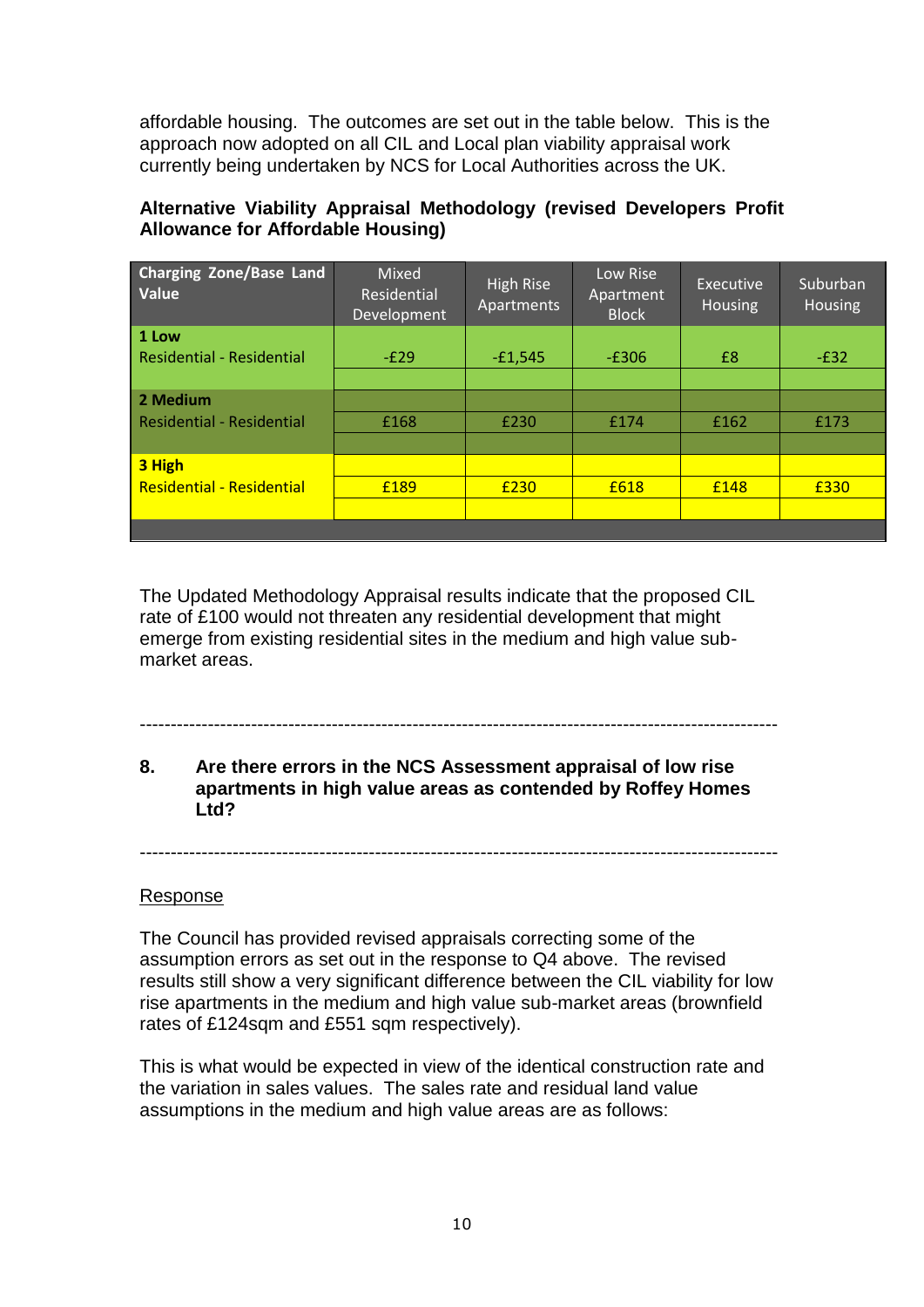affordable housing. The outcomes are set out in the table below. This is the approach now adopted on all CIL and Local plan viability appraisal work currently being undertaken by NCS for Local Authorities across the UK.

**Alternative Viability Appraisal Methodology (revised Developers Profit Allowance for Affordable Housing)**

| Charging Zone/Base Land Value | Mixed Residential Development | High Rise Apartments | Low Rise Apartment Block | Executive Housing | Suburban Housing |
|---|---|---|---|---|---|
| **1 Low** Residential - Residential | -£29 | -£1,545 | -£306 | £8 | -£32 |
| **2 Medium** Residential - Residential | £168 | £230 | £174 | £162 | £173 |
| **3 High** Residential - Residential | £189 | £230 | £618 | £148 | £330 |

The Updated Methodology Appraisal results indicate that the proposed CIL rate of £100 would not threaten any residential development that might emerge from existing residential sites in the medium and high value sub-market areas.

---

**8. Are there errors in the NCS Assessment appraisal of low rise apartments in high value areas as contended by Roffey Homes Ltd?**

---

Response

The Council has provided revised appraisals correcting some of the assumption errors as set out in the response to Q4 above. The revised results still show a very significant difference between the CIL viability for low rise apartments in the medium and high value sub-market areas (brownfield rates of £124sqm and £551 sqm respectively).

This is what would be expected in view of the identical construction rate and the variation in sales values. The sales rate and residual land value assumptions in the medium and high value areas are as follows: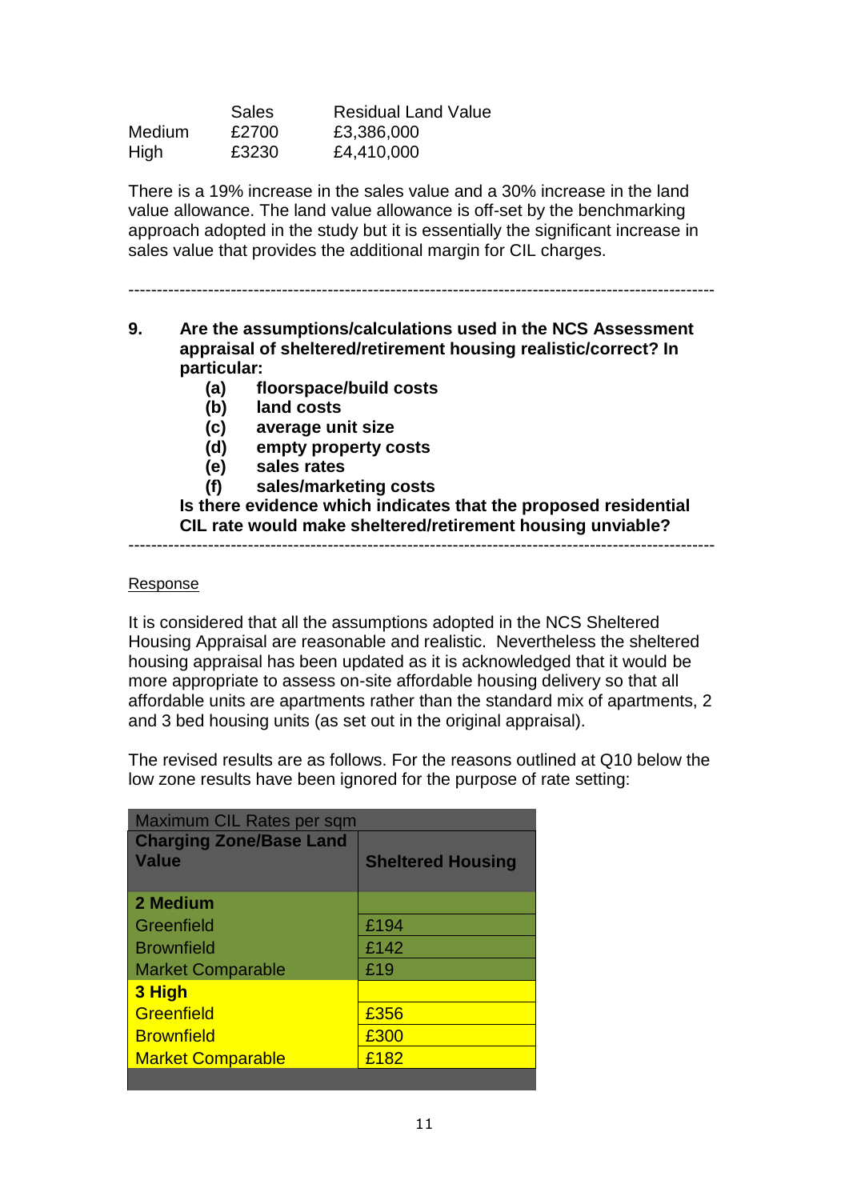| | Sales | Residual Land Value |
|---|---|---|
| Medium | £2700 | £3,386,000 |
| High | £3230 | £4,410,000 |

There is a 19% increase in the sales value and a 30% increase in the land value allowance. The land value allowance is off-set by the benchmarking approach adopted in the study but it is essentially the significant increase in sales value that provides the additional margin for CIL charges.

---

**9. Are the assumptions/calculations used in the NCS Assessment appraisal of sheltered/retirement housing realistic/correct? In particular:**

- **(a) floorspace/build costs**
- **(b) land costs**
- **(c) average unit size**
- **(d) empty property costs**
- **(e) sales rates**
- **(f) sales/marketing costs**

**Is there evidence which indicates that the proposed residential CIL rate would make sheltered/retirement housing unviable?**

---

Response

It is considered that all the assumptions adopted in the NCS Sheltered Housing Appraisal are reasonable and realistic. Nevertheless the sheltered housing appraisal has been updated as it is acknowledged that it would be more appropriate to assess on-site affordable housing delivery so that all affordable units are apartments rather than the standard mix of apartments, 2 and 3 bed housing units (as set out in the original appraisal).

The revised results are as follows. For the reasons outlined at Q10 below the low zone results have been ignored for the purpose of rate setting:

| Maximum CIL Rates per sqm | |
|---|---|
| **Charging Zone/Base Land Value** | **Sheltered Housing** |
| **2 Medium** | |
| Greenfield | £194 |
| Brownfield | £142 |
| Market Comparable | £19 |
| **3 High** | |
| Greenfield | £356 |
| Brownfield | £300 |
| Market Comparable | £182 |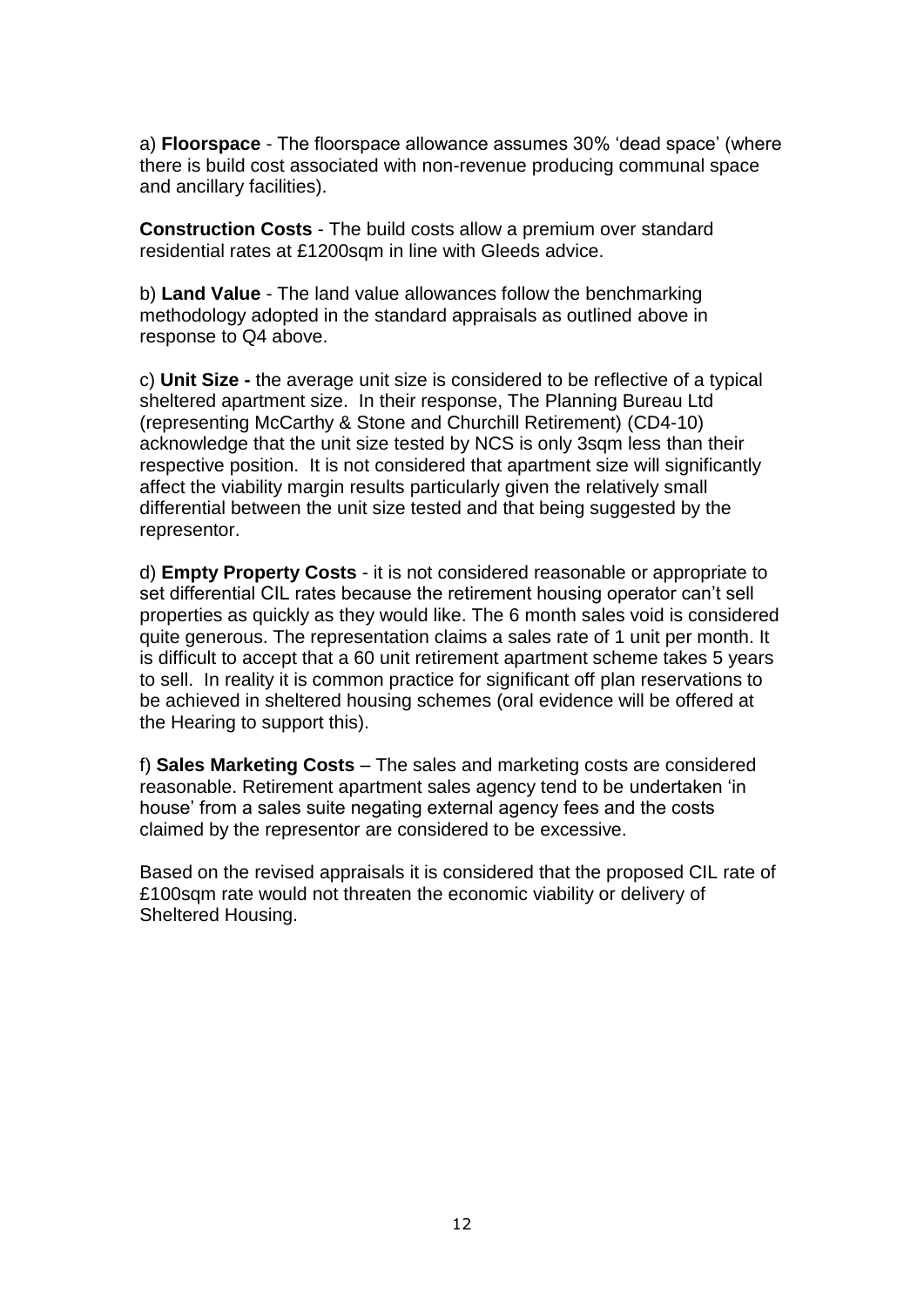a) **Floorspace** - The floorspace allowance assumes 30% 'dead space' (where there is build cost associated with non-revenue producing communal space and ancillary facilities).

**Construction Costs** - The build costs allow a premium over standard residential rates at £1200sqm in line with Gleeds advice.

b) **Land Value** - The land value allowances follow the benchmarking methodology adopted in the standard appraisals as outlined above in response to Q4 above.

c) **Unit Size -** the average unit size is considered to be reflective of a typical sheltered apartment size. In their response, The Planning Bureau Ltd (representing McCarthy & Stone and Churchill Retirement) (CD4-10) acknowledge that the unit size tested by NCS is only 3sqm less than their respective position. It is not considered that apartment size will significantly affect the viability margin results particularly given the relatively small differential between the unit size tested and that being suggested by the representor.

d) **Empty Property Costs** - it is not considered reasonable or appropriate to set differential CIL rates because the retirement housing operator can't sell properties as quickly as they would like. The 6 month sales void is considered quite generous. The representation claims a sales rate of 1 unit per month. It is difficult to accept that a 60 unit retirement apartment scheme takes 5 years to sell. In reality it is common practice for significant off plan reservations to be achieved in sheltered housing schemes (oral evidence will be offered at the Hearing to support this).

f) **Sales Marketing Costs** – The sales and marketing costs are considered reasonable. Retirement apartment sales agency tend to be undertaken 'in house' from a sales suite negating external agency fees and the costs claimed by the representor are considered to be excessive.

Based on the revised appraisals it is considered that the proposed CIL rate of £100sqm rate would not threaten the economic viability or delivery of Sheltered Housing.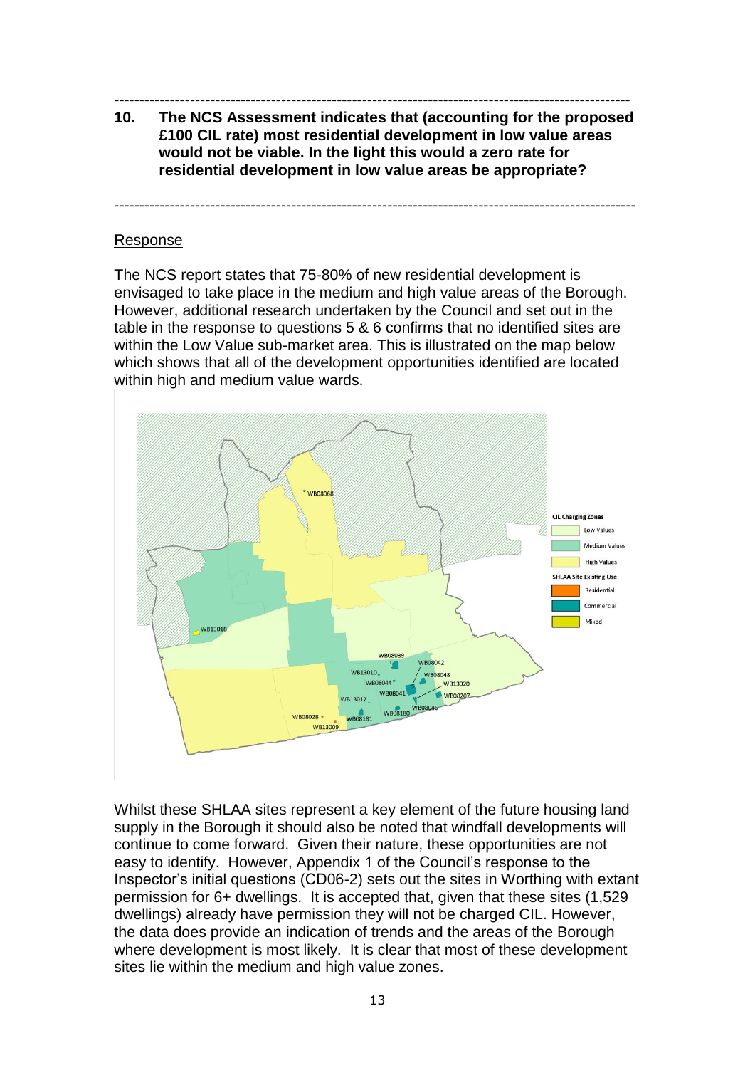---

**10. The NCS Assessment indicates that (accounting for the proposed £100 CIL rate) most residential development in low value areas would not be viable. In the light this would a zero rate for residential development in low value areas be appropriate?**

---

Response

The NCS report states that 75-80% of new residential development is envisaged to take place in the medium and high value areas of the Borough. However, additional research undertaken by the Council and set out in the table in the response to questions 5 & 6 confirms that no identified sites are within the Low Value sub-market area. This is illustrated on the map below which shows that all of the development opportunities identified are located within high and medium value wards.

Whilst these SHLAA sites represent a key element of the future housing land supply in the Borough it should also be noted that windfall developments will continue to come forward. Given their nature, these opportunities are not easy to identify. However, Appendix 1 of the Council's response to the Inspector's initial questions (CD06-2) sets out the sites in Worthing with extant permission for 6+ dwellings. It is accepted that, given that these sites (1,529 dwellings) already have permission they will not be charged CIL. However, the data does provide an indication of trends and the areas of the Borough where development is most likely. It is clear that most of these development sites lie within the medium and high value zones.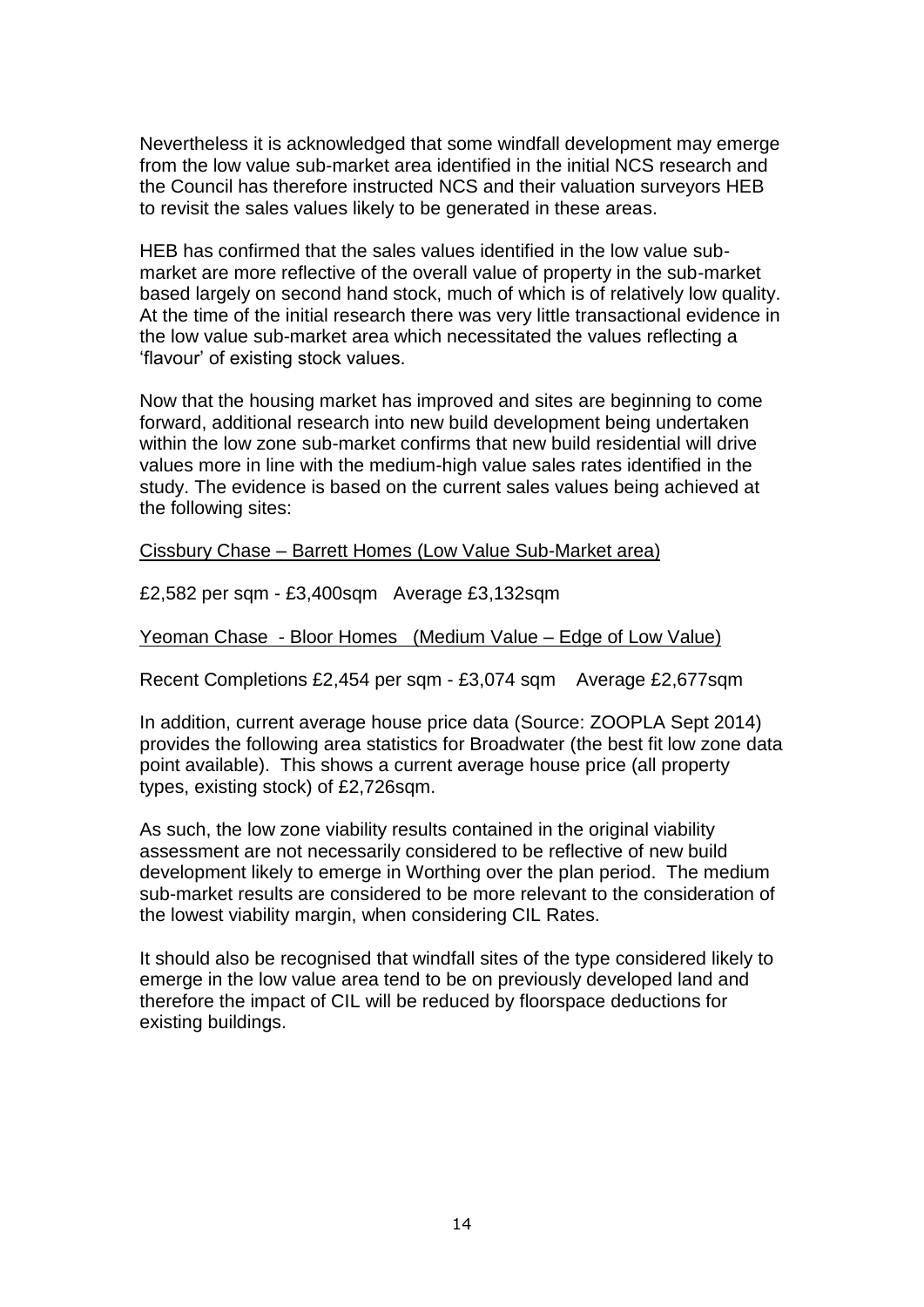Nevertheless it is acknowledged that some windfall development may emerge from the low value sub-market area identified in the initial NCS research and the Council has therefore instructed NCS and their valuation surveyors HEB to revisit the sales values likely to be generated in these areas.

HEB has confirmed that the sales values identified in the low value sub-market are more reflective of the overall value of property in the sub-market based largely on second hand stock, much of which is of relatively low quality. At the time of the initial research there was very little transactional evidence in the low value sub-market area which necessitated the values reflecting a 'flavour' of existing stock values.

Now that the housing market has improved and sites are beginning to come forward, additional research into new build development being undertaken within the low zone sub-market confirms that new build residential will drive values more in line with the medium-high value sales rates identified in the study. The evidence is based on the current sales values being achieved at the following sites:

<u>Cissbury Chase – Barrett Homes (Low Value Sub-Market area)</u>

£2,582 per sqm - £3,400sqm   Average £3,132sqm

<u>Yeoman Chase - Bloor Homes (Medium Value – Edge of Low Value)</u>

Recent Completions £2,454 per sqm - £3,074 sqm   Average £2,677sqm

In addition, current average house price data (Source: ZOOPLA Sept 2014) provides the following area statistics for Broadwater (the best fit low zone data point available). This shows a current average house price (all property types, existing stock) of £2,726sqm.

As such, the low zone viability results contained in the original viability assessment are not necessarily considered to be reflective of new build development likely to emerge in Worthing over the plan period. The medium sub-market results are considered to be more relevant to the consideration of the lowest viability margin, when considering CIL Rates.

It should also be recognised that windfall sites of the type considered likely to emerge in the low value area tend to be on previously developed land and therefore the impact of CIL will be reduced by floorspace deductions for existing buildings.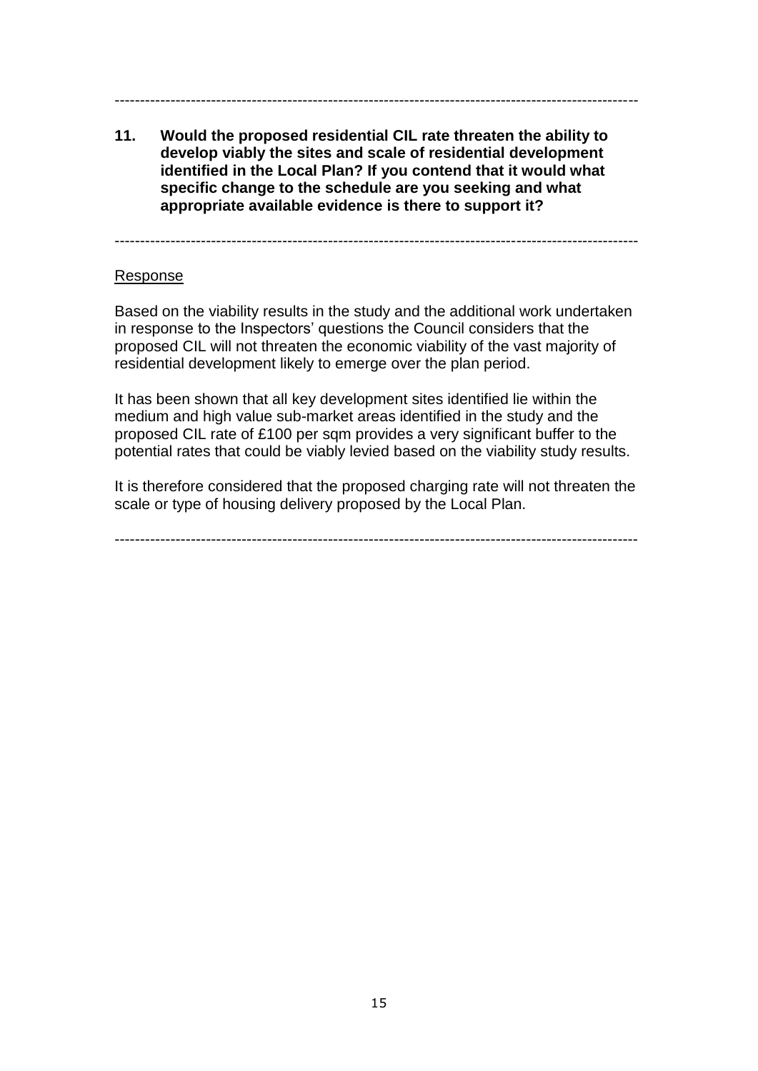---

**11. Would the proposed residential CIL rate threaten the ability to develop viably the sites and scale of residential development identified in the Local Plan? If you contend that it would what specific change to the schedule are you seeking and what appropriate available evidence is there to support it?**

---

Response

Based on the viability results in the study and the additional work undertaken in response to the Inspectors' questions the Council considers that the proposed CIL will not threaten the economic viability of the vast majority of residential development likely to emerge over the plan period.

It has been shown that all key development sites identified lie within the medium and high value sub-market areas identified in the study and the proposed CIL rate of £100 per sqm provides a very significant buffer to the potential rates that could be viably levied based on the viability study results.

It is therefore considered that the proposed charging rate will not threaten the scale or type of housing delivery proposed by the Local Plan.

---